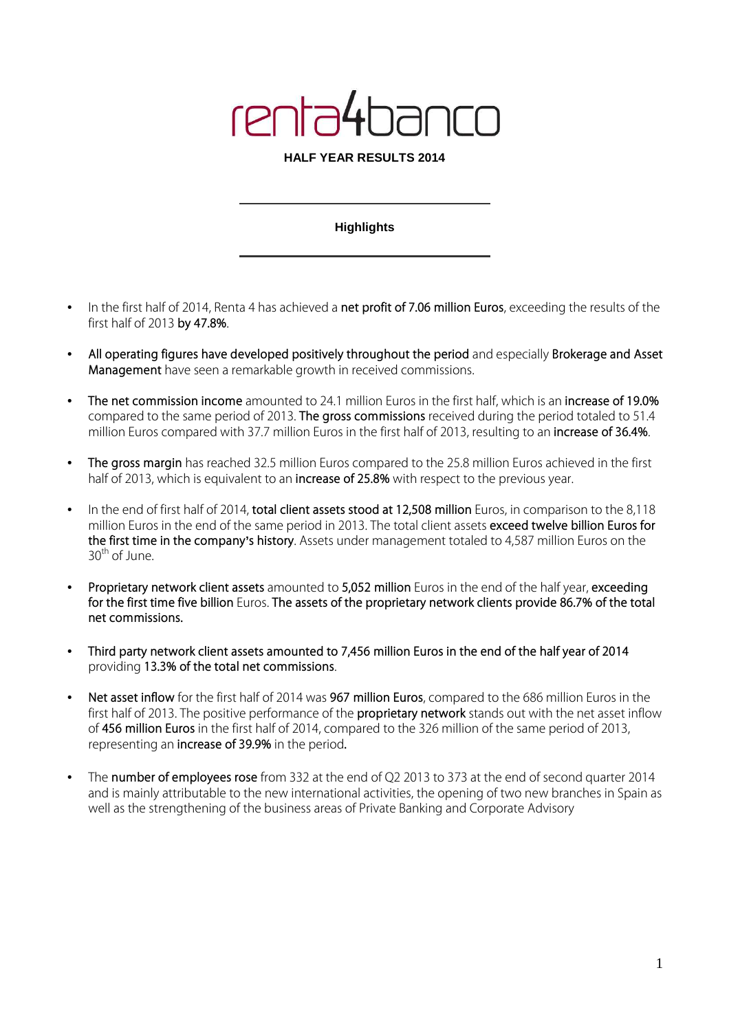# renta4banco

**HALF YEAR RESULTS 2014**

## Highlights

- In the first half of 2014, Renta 4 has achieved a **net profit of 7.06 million Euros**, exceeding the results of the first half of 2013 **by 47.8%**.

- **All operating figures have developed positively throughout the period** and especially **Brokerage and Asset Management** have seen a remarkable growth in received commissions.

- **The net commission income** amounted to 24.1 million Euros in the first half, which is an **increase of 19.0%** compared to the same period of 2013. **The gross commissions** received during the period totaled to 51.4 million Euros compared with 37.7 million Euros in the first half of 2013, resulting to an **increase of 36.4%**.

- **The gross margin** has reached 32.5 million Euros compared to the 25.8 million Euros achieved in the first half of 2013, which is equivalent to an **increase of 25.8%** with respect to the previous year.

- In the end of first half of 2014, **total client assets stood at 12,508 million** Euros, in comparison to the 8,118 million Euros in the end of the same period in 2013. The total client assets **exceed twelve billion Euros for the first time in the company's history**. Assets under management totaled to 4,587 million Euros on the 30th of June.

- **Proprietary network client assets** amounted to **5,052 million** Euros in the end of the half year, **exceeding for the first time five billion** Euros. **The assets of the proprietary network clients provide 86.7% of the total net commissions.**

- **Third party network client assets amounted to 7,456 million Euros in the end of the half year of 2014** providing **13.3% of the total net commissions**.

- **Net asset inflow** for the first half of 2014 was **967 million Euros**, compared to the 686 million Euros in the first half of 2013. The positive performance of the **proprietary network** stands out with the net asset inflow of **456 million Euros** in the first half of 2014, compared to the 326 million of the same period of 2013, representing an **increase of 39.9%** in the period**.**

- The **number of employees rose** from 332 at the end of Q2 2013 to 373 at the end of second quarter 2014 and is mainly attributable to the new international activities, the opening of two new branches in Spain as well as the strengthening of the business areas of Private Banking and Corporate Advisory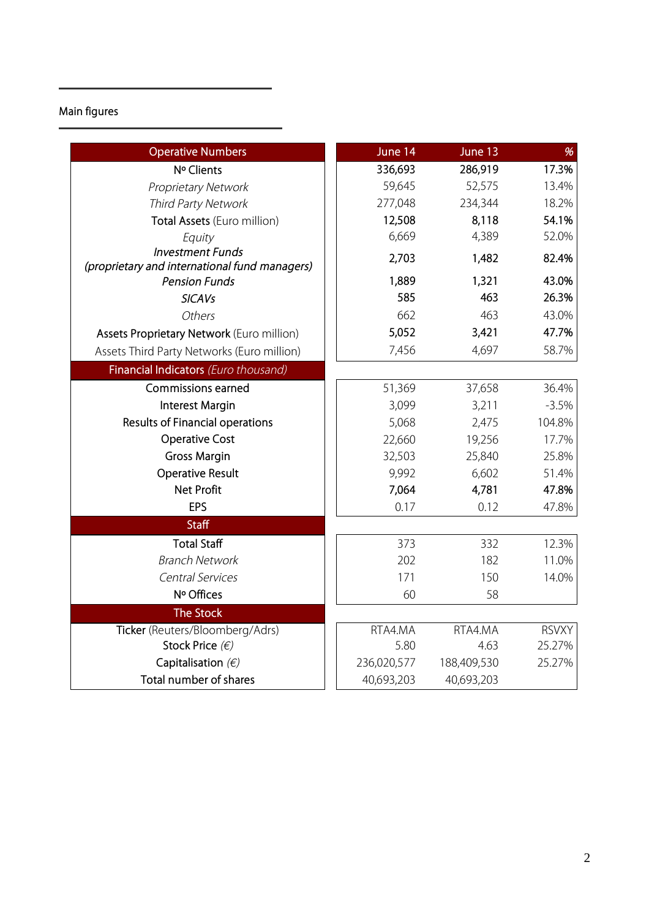## Main figures

| Operative Numbers | June 14 | June 13 | % |
|---|---|---|---|
| **Nº Clients** | **336,693** | **286,919** | **17.3%** |
| *Proprietary Network* | 59,645 | 52,575 | 13.4% |
| *Third Party Network* | 277,048 | 234,344 | 18.2% |
| **Total Assets** (Euro million) | **12,508** | **8,118** | **54.1%** |
| *Equity* | 6,669 | 4,389 | 52.0% |
| ***Investment Funds (proprietary and international fund managers)*** | **2,703** | **1,482** | **82.4%** |
| ***Pension Funds*** | **1,889** | **1,321** | **43.0%** |
| ***SICAVs*** | **585** | **463** | **26.3%** |
| *Others* | 662 | 463 | 43.0% |
| **Assets Proprietary Network** (Euro million) | **5,052** | **3,421** | **47.7%** |
| Assets Third Party Networks (Euro million) | 7,456 | 4,697 | 58.7% |
| **Financial Indicators** *(Euro thousand)* | | | |
| Commissions earned | 51,369 | 37,658 | 36.4% |
| Interest Margin | 3,099 | 3,211 | -3.5% |
| Results of Financial operations | 5,068 | 2,475 | 104.8% |
| Operative Cost | 22,660 | 19,256 | 17.7% |
| Gross Margin | 32,503 | 25,840 | 25.8% |
| Operative Result | 9,992 | 6,602 | 51.4% |
| **Net Profit** | **7,064** | **4,781** | **47.8%** |
| EPS | 0.17 | 0.12 | 47.8% |
| **Staff** | | | |
| Total Staff | 373 | 332 | 12.3% |
| *Branch Network* | 202 | 182 | 11.0% |
| *Central Services* | 171 | 150 | 14.0% |
| Nº Offices | 60 | 58 | |
| **The Stock** | | | |
| Ticker (Reuters/Bloomberg/Adrs) | RTA4.MA | RTA4.MA | RSVXY |
| Stock Price *(€)* | 5.80 | 4.63 | 25.27% |
| Capitalisation *(€)* | 236,020,577 | 188,409,530 | 25.27% |
| Total number of shares | 40,693,203 | 40,693,203 | |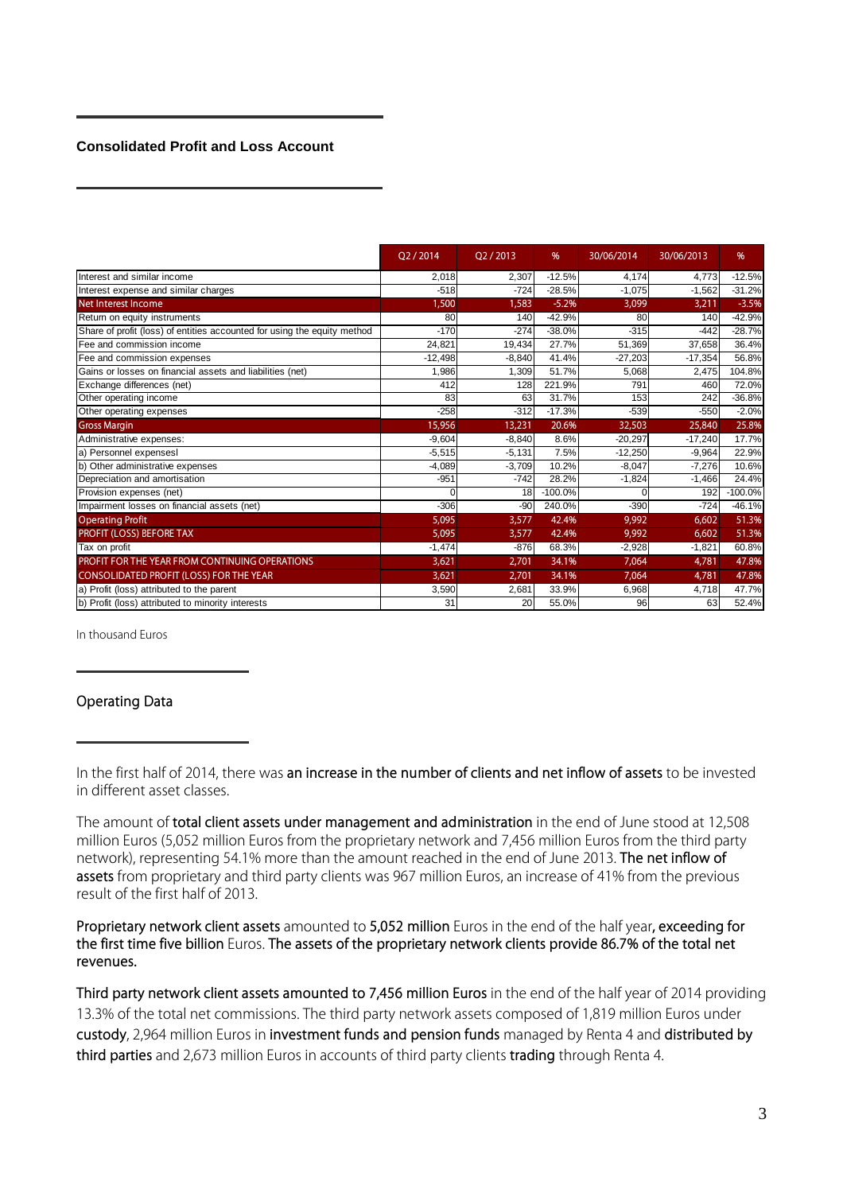## Consolidated Profit and Loss Account

| | Q2 / 2014 | Q2 / 2013 | % | 30/06/2014 | 30/06/2013 | % |
|---|---|---|---|---|---|---|
| Interest and similar income | 2,018 | 2,307 | -12.5% | 4,174 | 4,773 | -12.5% |
| Interest expense and similar charges | -518 | -724 | -28.5% | -1,075 | -1,562 | -31.2% |
| **Net Interest Income** | **1,500** | **1,583** | **-5.2%** | **3,099** | **3,211** | **-3.5%** |
| Return on equity instruments | 80 | 140 | -42.9% | 80 | 140 | -42.9% |
| Share of profit (loss) of entities accounted for using the equity method | -170 | -274 | -38.0% | -315 | -442 | -28.7% |
| Fee and commission income | 24,821 | 19,434 | 27.7% | 51,369 | 37,658 | 36.4% |
| Fee and commission expenses | -12,498 | -8,840 | 41.4% | -27,203 | -17,354 | 56.8% |
| Gains or losses on financial assets and liabilities (net) | 1,986 | 1,309 | 51.7% | 5,068 | 2,475 | 104.8% |
| Exchange differences (net) | 412 | 128 | 221.9% | 791 | 460 | 72.0% |
| Other operating income | 83 | 63 | 31.7% | 153 | 242 | -36.8% |
| Other operating expenses | -258 | -312 | -17.3% | -539 | -550 | -2.0% |
| **Gross Margin** | **15,956** | **13,231** | **20.6%** | **32,503** | **25,840** | **25.8%** |
| Administrative expenses: | -9,604 | -8,840 | 8.6% | -20,297 | -17,240 | 17.7% |
| a) Personnel expensesl | -5,515 | -5,131 | 7.5% | -12,250 | -9,964 | 22.9% |
| b) Other administrative expenses | -4,089 | -3,709 | 10.2% | -8,047 | -7,276 | 10.6% |
| Depreciation and amortisation | -951 | -742 | 28.2% | -1,824 | -1,466 | 24.4% |
| Provision expenses (net) | 0 | 18 | -100.0% | 0 | 192 | -100.0% |
| Impairment losses on financial assets (net) | -306 | -90 | 240.0% | -390 | -724 | -46.1% |
| **Operating Profit** | **5,095** | **3,577** | **42.4%** | **9,992** | **6,602** | **51.3%** |
| **PROFIT (LOSS) BEFORE TAX** | **5,095** | **3,577** | **42.4%** | **9,992** | **6,602** | **51.3%** |
| Tax on profit | -1,474 | -876 | 68.3% | -2,928 | -1,821 | 60.8% |
| **PROFIT FOR THE YEAR FROM CONTINUING OPERATIONS** | **3,621** | **2,701** | **34.1%** | **7,064** | **4,781** | **47.8%** |
| **CONSOLIDATED PROFIT (LOSS) FOR THE YEAR** | **3,621** | **2,701** | **34.1%** | **7,064** | **4,781** | **47.8%** |
| a) Profit (loss) attributed to the parent | 3,590 | 2,681 | 33.9% | 6,968 | 4,718 | 47.7% |
| b) Profit (loss) attributed to minority interests | 31 | 20 | 55.0% | 96 | 63 | 52.4% |

In thousand Euros

## Operating Data

In the first half of 2014, there was **an increase in the number of clients and net inflow of assets** to be invested in different asset classes.

The amount of **total client assets under management and administration** in the end of June stood at 12,508 million Euros (5,052 million Euros from the proprietary network and 7,456 million Euros from the third party network), representing 54.1% more than the amount reached in the end of June 2013. **The net inflow of assets** from proprietary and third party clients was 967 million Euros, an increase of 41% from the previous result of the first half of 2013.

**Proprietary network client assets** amounted to **5,052 million** Euros in the end of the half year**, exceeding for the first time five billion** Euros. **The assets of the proprietary network clients provide 86.7% of the total net revenues.**

**Third party network client assets amounted to 7,456 million Euros** in the end of the half year of 2014 providing 13.3% of the total net commissions. The third party network assets composed of 1,819 million Euros under **custody**, 2,964 million Euros in **investment funds and pension funds** managed by Renta 4 and **distributed by third parties** and 2,673 million Euros in accounts of third party clients **trading** through Renta 4.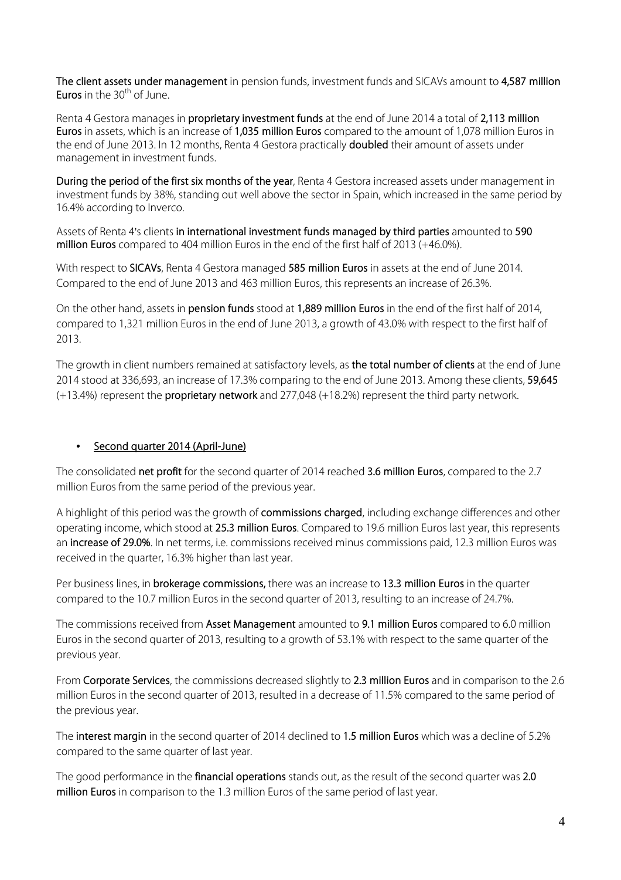**The client assets under management** in pension funds, investment funds and SICAVs amount to **4,587 million Euros** in the 30th of June.

Renta 4 Gestora manages in **proprietary investment funds** at the end of June 2014 a total of **2,113 million Euros** in assets, which is an increase of **1,035 million Euros** compared to the amount of 1,078 million Euros in the end of June 2013. In 12 months, Renta 4 Gestora practically **doubled** their amount of assets under management in investment funds.

**During the period of the first six months of the year**, Renta 4 Gestora increased assets under management in investment funds by 38%, standing out well above the sector in Spain, which increased in the same period by 16.4% according to Inverco.

Assets of Renta 4's clients **in international investment funds managed by third parties** amounted to **590 million Euros** compared to 404 million Euros in the end of the first half of 2013 (+46.0%).

With respect to **SICAVs**, Renta 4 Gestora managed **585 million Euros** in assets at the end of June 2014. Compared to the end of June 2013 and 463 million Euros, this represents an increase of 26.3%.

On the other hand, assets in **pension funds** stood at **1,889 million Euros** in the end of the first half of 2014, compared to 1,321 million Euros in the end of June 2013, a growth of 43.0% with respect to the first half of 2013.

The growth in client numbers remained at satisfactory levels, as **the total number of clients** at the end of June 2014 stood at 336,693, an increase of 17.3% comparing to the end of June 2013. Among these clients, **59,645** (+13.4%) represent the **proprietary network** and 277,048 (+18.2%) represent the third party network.

- Second quarter 2014 (April-June)

The consolidated **net profit** for the second quarter of 2014 reached **3.6 million Euros**, compared to the 2.7 million Euros from the same period of the previous year.

A highlight of this period was the growth of **commissions charged**, including exchange differences and other operating income, which stood at **25.3 million Euros**. Compared to 19.6 million Euros last year, this represents an **increase of 29.0%**. In net terms, i.e. commissions received minus commissions paid, 12.3 million Euros was received in the quarter, 16.3% higher than last year.

Per business lines, in **brokerage commissions,** there was an increase to **13.3 million Euros** in the quarter compared to the 10.7 million Euros in the second quarter of 2013, resulting to an increase of 24.7%.

The commissions received from **Asset Management** amounted to **9.1 million Euros** compared to 6.0 million Euros in the second quarter of 2013, resulting to a growth of 53.1% with respect to the same quarter of the previous year.

From **Corporate Services**, the commissions decreased slightly to **2.3 million Euros** and in comparison to the 2.6 million Euros in the second quarter of 2013, resulted in a decrease of 11.5% compared to the same period of the previous year.

The **interest margin** in the second quarter of 2014 declined to **1.5 million Euros** which was a decline of 5.2% compared to the same quarter of last year.

The good performance in the **financial operations** stands out, as the result of the second quarter was **2.0 million Euros** in comparison to the 1.3 million Euros of the same period of last year.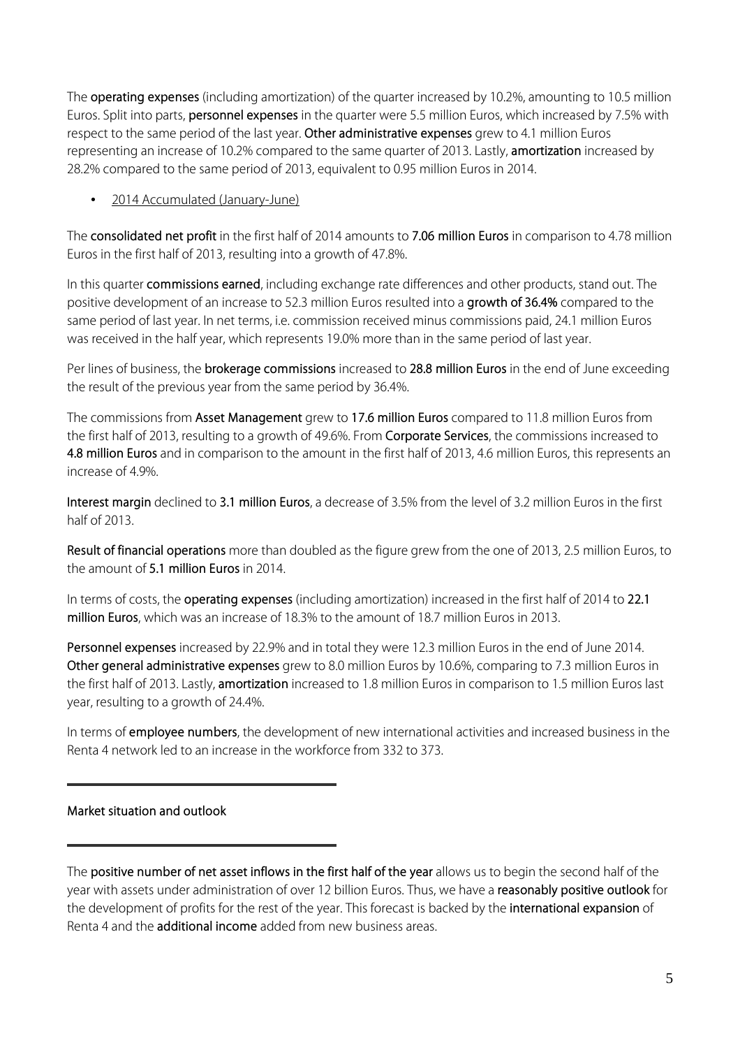The **operating expenses** (including amortization) of the quarter increased by 10.2%, amounting to 10.5 million Euros. Split into parts, **personnel expenses** in the quarter were 5.5 million Euros, which increased by 7.5% with respect to the same period of the last year. **Other administrative expenses** grew to 4.1 million Euros representing an increase of 10.2% compared to the same quarter of 2013. Lastly, **amortization** increased by 28.2% compared to the same period of 2013, equivalent to 0.95 million Euros in 2014.

- 2014 Accumulated (January-June)

The **consolidated net profit** in the first half of 2014 amounts to **7.06 million Euros** in comparison to 4.78 million Euros in the first half of 2013, resulting into a growth of 47.8%.

In this quarter **commissions earned**, including exchange rate differences and other products, stand out. The positive development of an increase to 52.3 million Euros resulted into a **growth of 36.4%** compared to the same period of last year. In net terms, i.e. commission received minus commissions paid, 24.1 million Euros was received in the half year, which represents 19.0% more than in the same period of last year.

Per lines of business, the **brokerage commissions** increased to **28.8 million Euros** in the end of June exceeding the result of the previous year from the same period by 36.4%.

The commissions from **Asset Management** grew to **17.6 million Euros** compared to 11.8 million Euros from the first half of 2013, resulting to a growth of 49.6%. From **Corporate Services**, the commissions increased to **4.8 million Euros** and in comparison to the amount in the first half of 2013, 4.6 million Euros, this represents an increase of 4.9%.

**Interest margin** declined to **3.1 million Euros**, a decrease of 3.5% from the level of 3.2 million Euros in the first half of 2013.

**Result of financial operations** more than doubled as the figure grew from the one of 2013, 2.5 million Euros, to the amount of **5.1 million Euros** in 2014.

In terms of costs, the **operating expenses** (including amortization) increased in the first half of 2014 to **22.1 million Euros**, which was an increase of 18.3% to the amount of 18.7 million Euros in 2013.

**Personnel expenses** increased by 22.9% and in total they were 12.3 million Euros in the end of June 2014. **Other general administrative expenses** grew to 8.0 million Euros by 10.6%, comparing to 7.3 million Euros in the first half of 2013. Lastly, **amortization** increased to 1.8 million Euros in comparison to 1.5 million Euros last year, resulting to a growth of 24.4%.

In terms of **employee numbers**, the development of new international activities and increased business in the Renta 4 network led to an increase in the workforce from 332 to 373.

## Market situation and outlook

The **positive number of net asset inflows in the first half of the year** allows us to begin the second half of the year with assets under administration of over 12 billion Euros. Thus, we have a **reasonably positive outlook** for the development of profits for the rest of the year. This forecast is backed by the **international expansion** of Renta 4 and the **additional income** added from new business areas.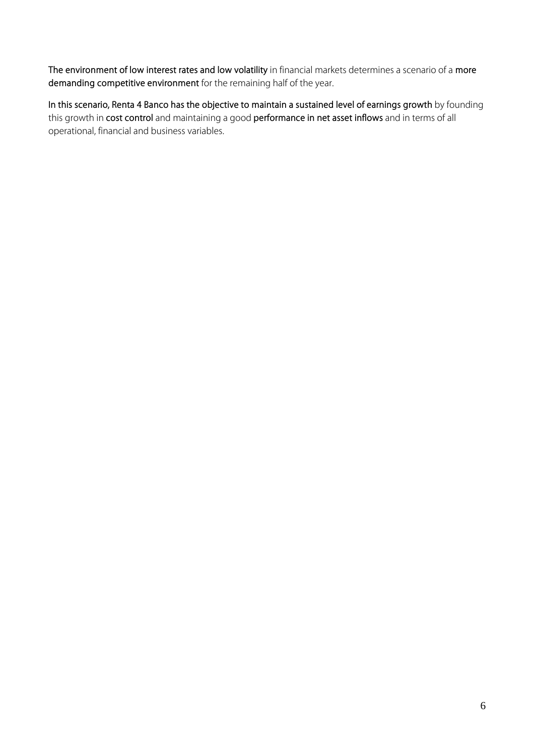**The environment of low interest rates and low volatility** in financial markets determines a scenario of a **more demanding competitive environment** for the remaining half of the year.

**In this scenario, Renta 4 Banco has the objective to maintain a sustained level of earnings growth** by founding this growth in **cost control** and maintaining a good **performance in net asset inflows** and in terms of all operational, financial and business variables.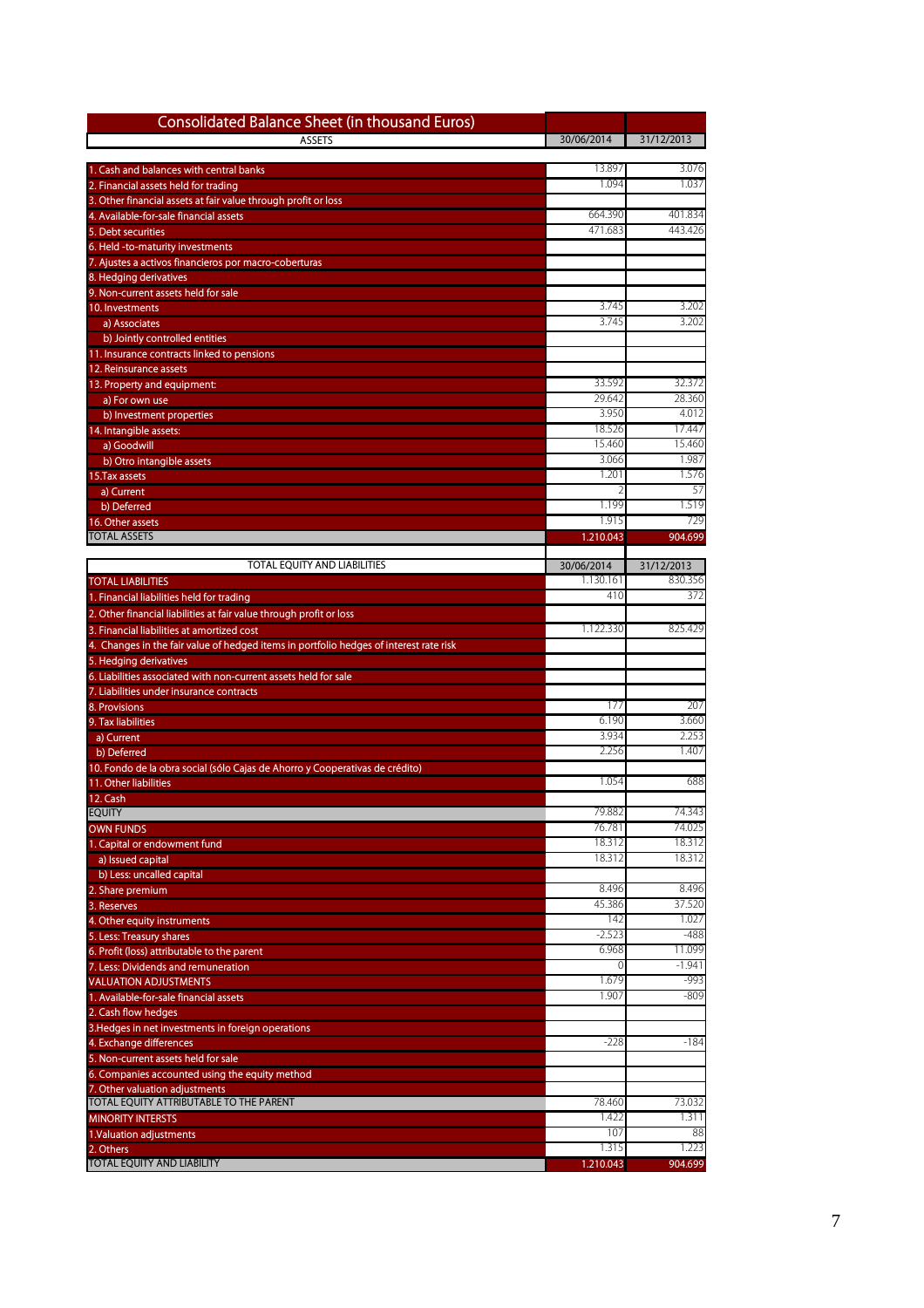# Consolidated Balance Sheet (in thousand Euros)

| ASSETS | 30/06/2014 | 31/12/2013 |
|---|---|---|
| 1. Cash and balances with central banks | 13.897 | 3.076 |
| 2. Financial assets held for trading | 1.094 | 1.037 |
| 3. Other financial assets at fair value through profit or loss | | |
| 4. Available-for-sale financial assets | 664.390 | 401.834 |
| 5. Debt securities | 471.683 | 443.426 |
| 6. Held -to-maturity investments | | |
| 7. Ajustes a activos financieros por macro-coberturas | | |
| 8. Hedging derivatives | | |
| 9. Non-current assets held for sale | | |
| 10. Investments | 3.745 | 3.202 |
| a) Associates | 3.745 | 3.202 |
| b) Jointly controlled entities | | |
| 11. Insurance contracts linked to pensions | | |
| 12. Reinsurance assets | | |
| 13. Property and equipment: | 33.592 | 32.372 |
| a) For own use | 29.642 | 28.360 |
| b) Investment properties | 3.950 | 4.012 |
| 14. Intangible assets: | 18.526 | 17.447 |
| a) Goodwill | 15.460 | 15.460 |
| b) Otro intangible assets | 3.066 | 1.987 |
| 15.Tax assets | 1.201 | 1.576 |
| a) Current | 2 | 57 |
| b) Deferred | 1.199 | 1.519 |
| 16. Other assets | 1.915 | 729 |
| TOTAL ASSETS | 1.210.043 | 904.699 |

| TOTAL EQUITY AND LIABILITIES | 30/06/2014 | 31/12/2013 |
|---|---|---|
| TOTAL LIABILITIES | 1.130.161 | 830.356 |
| 1. Financial liabilities held for trading | 410 | 372 |
| 2. Other financial liabilities at fair value through profit or loss | | |
| 3. Financial liabilities at amortized cost | 1.122.330 | 825.429 |
| 4. Changes in the fair value of hedged items in portfolio hedges of interest rate risk | | |
| 5. Hedging derivatives | | |
| 6. Liabilities associated with non-current assets held for sale | | |
| 7. Liabilities under insurance contracts | | |
| 8. Provisions | 177 | 207 |
| 9. Tax liabilities | 6.190 | 3.660 |
| a) Current | 3.934 | 2.253 |
| b) Deferred | 2.256 | 1.407 |
| 10. Fondo de la obra social (sólo Cajas de Ahorro y Cooperativas de crédito) | | |
| 11. Other liabilities | 1.054 | 688 |
| 12. Cash | | |
| EQUITY | 79.882 | 74.343 |
| OWN FUNDS | 76.781 | 74.025 |
| 1. Capital or endowment fund | 18.312 | 18.312 |
| a) Issued capital | 18.312 | 18.312 |
| b) Less: uncalled capital | | |
| 2. Share premium | 8.496 | 8.496 |
| 3. Reserves | 45.386 | 37.520 |
| 4. Other equity instruments | 142 | 1.027 |
| 5. Less: Treasury shares | -2.523 | -488 |
| 6. Profit (loss) attributable to the parent | 6.968 | 11.099 |
| 7. Less: Dividends and remuneration | 0 | -1.941 |
| VALUATION ADJUSTMENTS | 1.679 | -993 |
| 1. Available-for-sale financial assets | 1.907 | -809 |
| 2. Cash flow hedges | | |
| 3.Hedges in net investments in foreign operations | | |
| 4. Exchange differences | -228 | -184 |
| 5. Non-current assets held for sale | | |
| 6. Companies accounted using the equity method | | |
| 7. Other valuation adjustments | | |
| TOTAL EQUITY ATTRIBUTABLE TO THE PARENT | 78.460 | 73.032 |
| MINORITY INTERSTS | 1.422 | 1.311 |
| 1.Valuation adjustments | 107 | 88 |
| 2. Others | 1.315 | 1.223 |
| TOTAL EQUITY AND LIABILITY | 1.210.043 | 904.699 |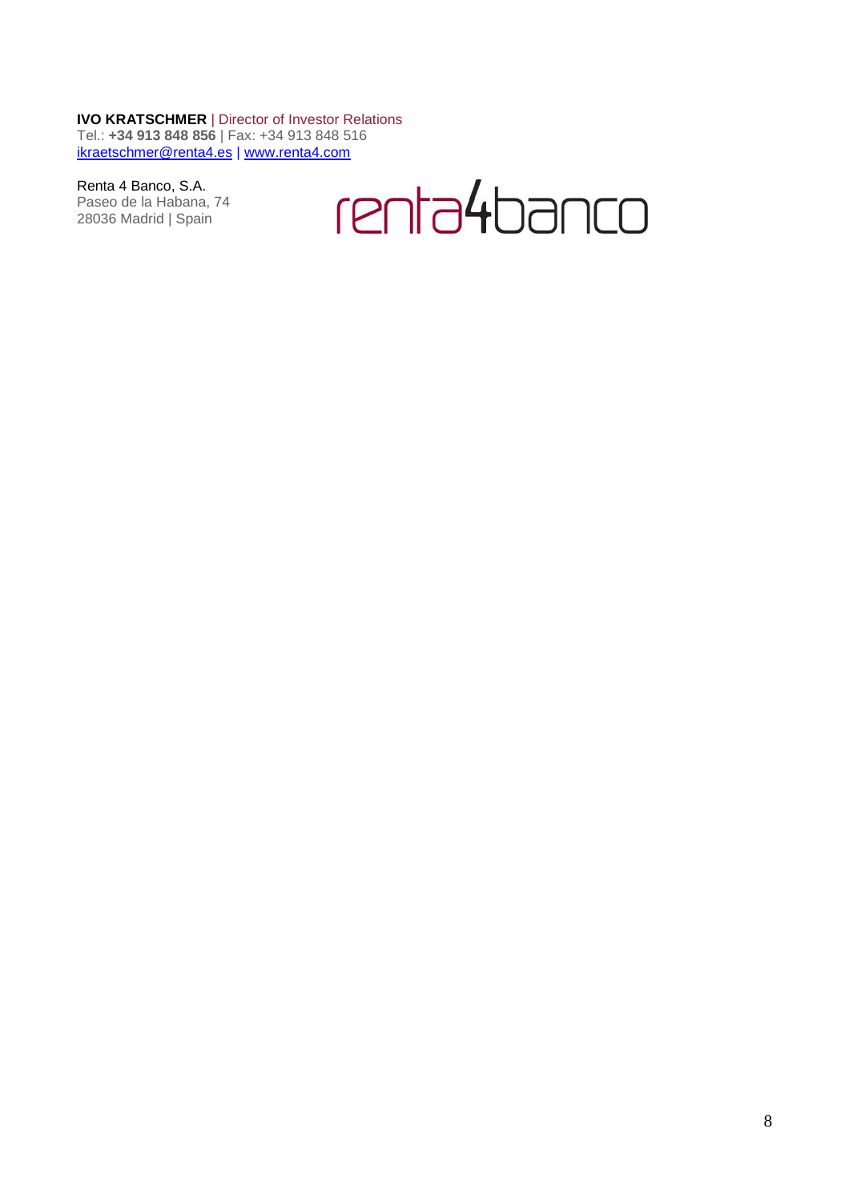**IVO KRATSCHMER** | Director of Investor Relations
Tel.: **+34 913 848 856** | Fax: +34 913 848 516
ikraetschmer@renta4.es | www.renta4.com

Renta 4 Banco, S.A.
Paseo de la Habana, 74
28036 Madrid | Spain

renta4banco